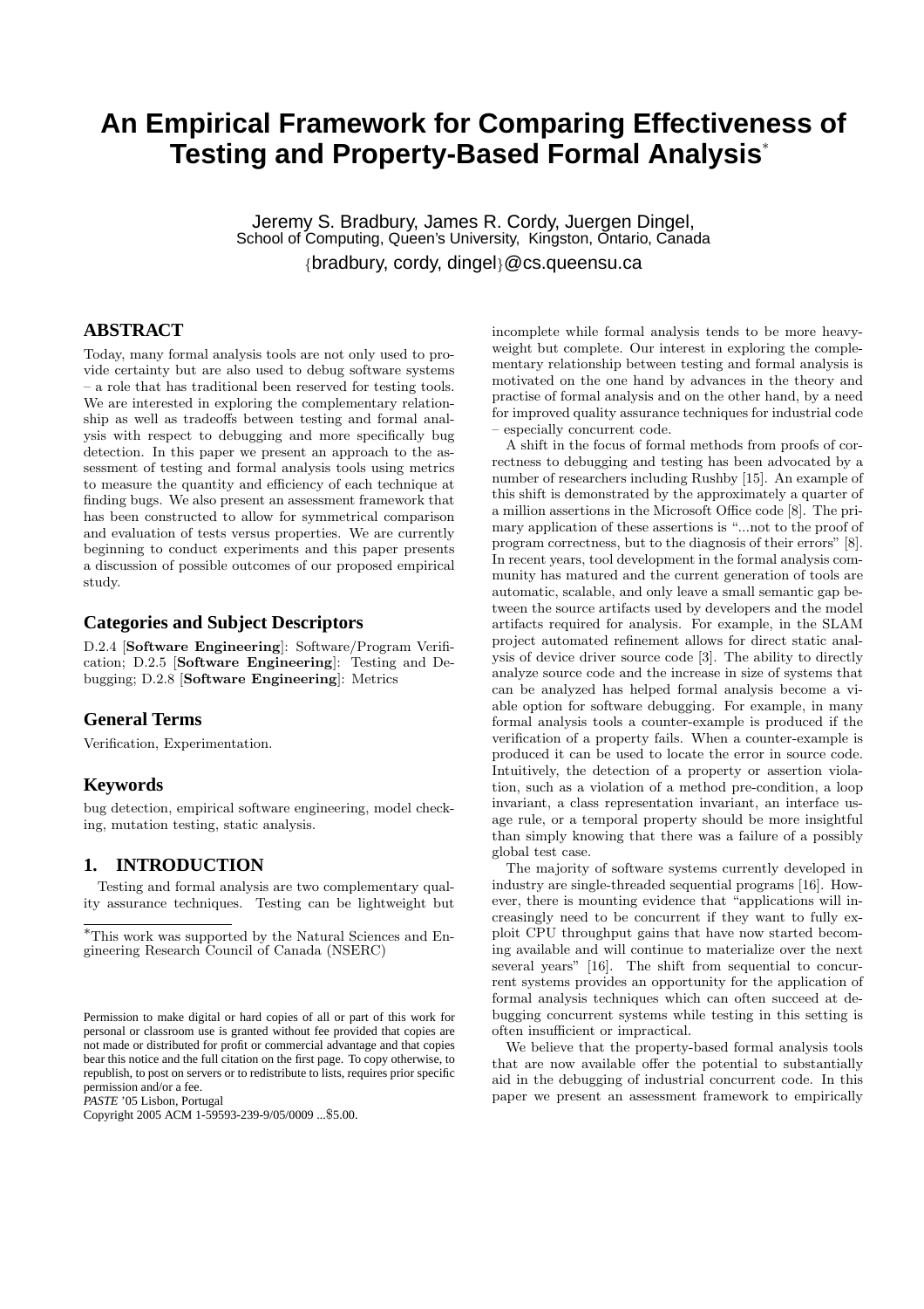# An Empirical Framework for Comparing Effectiveness of Testing and Property-Based Formal Analysis*

Jeremy S. Bradbury, James R. Cordy, Juergen Dingel,
School of Computing, Queen's University, Kingston, Ontario, Canada
{bradbury, cordy, dingel}@cs.queensu.ca

## ABSTRACT

Today, many formal analysis tools are not only used to provide certainty but are also used to debug software systems – a role that has traditional been reserved for testing tools. We are interested in exploring the complementary relationship as well as tradeoffs between testing and formal analysis with respect to debugging and more specifically bug detection. In this paper we present an approach to the assessment of testing and formal analysis tools using metrics to measure the quantity and efficiency of each technique at finding bugs. We also present an assessment framework that has been constructed to allow for symmetrical comparison and evaluation of tests versus properties. We are currently beginning to conduct experiments and this paper presents a discussion of possible outcomes of our proposed empirical study.

### Categories and Subject Descriptors

D.2.4 [**Software Engineering**]: Software/Program Verification; D.2.5 [**Software Engineering**]: Testing and Debugging; D.2.8 [**Software Engineering**]: Metrics

### General Terms

Verification, Experimentation.

### Keywords

bug detection, empirical software engineering, model checking, mutation testing, static analysis.

## 1. INTRODUCTION

Testing and formal analysis are two complementary quality assurance techniques. Testing can be lightweight but incomplete while formal analysis tends to be more heavyweight but complete. Our interest in exploring the complementary relationship between testing and formal analysis is motivated on the one hand by advances in the theory and practise of formal analysis and on the other hand, by a need for improved quality assurance techniques for industrial code – especially concurrent code.

A shift in the focus of formal methods from proofs of correctness to debugging and testing has been advocated by a number of researchers including Rushby [15]. An example of this shift is demonstrated by the approximately a quarter of a million assertions in the Microsoft Office code [8]. The primary application of these assertions is "...not to the proof of program correctness, but to the diagnosis of their errors" [8]. In recent years, tool development in the formal analysis community has matured and the current generation of tools are automatic, scalable, and only leave a small semantic gap between the source artifacts used by developers and the model artifacts required for analysis. For example, in the SLAM project automated refinement allows for direct static analysis of device driver source code [3]. The ability to directly analyze source code and the increase in size of systems that can be analyzed has helped formal analysis become a viable option for software debugging. For example, in many formal analysis tools a counter-example is produced if the verification of a property fails. When a counter-example is produced it can be used to locate the error in source code. Intuitively, the detection of a property or assertion violation, such as a violation of a method pre-condition, a loop invariant, a class representation invariant, an interface usage rule, or a temporal property should be more insightful than simply knowing that there was a failure of a possibly global test case.

The majority of software systems currently developed in industry are single-threaded sequential programs [16]. However, there is mounting evidence that "applications will increasingly need to be concurrent if they want to fully exploit CPU throughput gains that have now started becoming available and will continue to materialize over the next several years" [16]. The shift from sequential to concurrent systems provides an opportunity for the application of formal analysis techniques which can often succeed at debugging concurrent systems while testing in this setting is often insufficient or impractical.

We believe that the property-based formal analysis tools that are now available offer the potential to substantially aid in the debugging of industrial concurrent code. In this paper we present an assessment framework to empirically

*This work was supported by the Natural Sciences and Engineering Research Council of Canada (NSERC)

Permission to make digital or hard copies of all or part of this work for personal or classroom use is granted without fee provided that copies are not made or distributed for profit or commercial advantage and that copies bear this notice and the full citation on the first page. To copy otherwise, to republish, to post on servers or to redistribute to lists, requires prior specific permission and/or a fee.
*PASTE '05* Lisbon, Portugal
Copyright 2005 ACM 1-59593-239-9/05/0009 ...$5.00.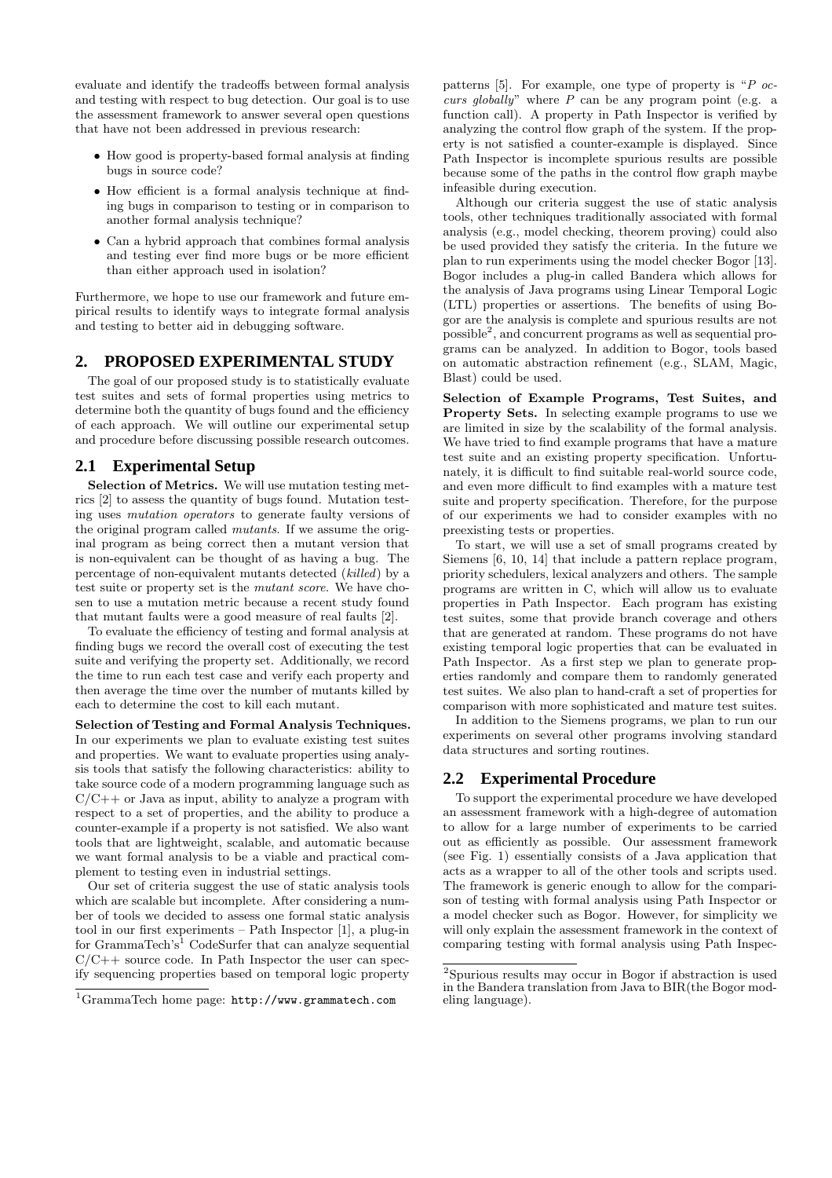evaluate and identify the tradeoffs between formal analysis and testing with respect to bug detection. Our goal is to use the assessment framework to answer several open questions that have not been addressed in previous research:

- How good is property-based formal analysis at finding bugs in source code?
- How efficient is a formal analysis technique at finding bugs in comparison to testing or in comparison to another formal analysis technique?
- Can a hybrid approach that combines formal analysis and testing ever find more bugs or be more efficient than either approach used in isolation?

Furthermore, we hope to use our framework and future empirical results to identify ways to integrate formal analysis and testing to better aid in debugging software.

## 2. PROPOSED EXPERIMENTAL STUDY

The goal of our proposed study is to statistically evaluate test suites and sets of formal properties using metrics to determine both the quantity of bugs found and the efficiency of each approach. We will outline our experimental setup and procedure before discussing possible research outcomes.

### 2.1 Experimental Setup

**Selection of Metrics.** We will use mutation testing metrics [2] to assess the quantity of bugs found. Mutation testing uses *mutation operators* to generate faulty versions of the original program called *mutants*. If we assume the original program as being correct then a mutant version that is non-equivalent can be thought of as having a bug. The percentage of non-equivalent mutants detected (*killed*) by a test suite or property set is the *mutant score*. We have chosen to use a mutation metric because a recent study found that mutant faults were a good measure of real faults [2].

To evaluate the efficiency of testing and formal analysis at finding bugs we record the overall cost of executing the test suite and verifying the property set. Additionally, we record the time to run each test case and verify each property and then average the time over the number of mutants killed by each to determine the cost to kill each mutant.

**Selection of Testing and Formal Analysis Techniques.** In our experiments we plan to evaluate existing test suites and properties. We want to evaluate properties using analysis tools that satisfy the following characteristics: ability to take source code of a modern programming language such as C/C++ or Java as input, ability to analyze a program with respect to a set of properties, and the ability to produce a counter-example if a property is not satisfied. We also want tools that are lightweight, scalable, and automatic because we want formal analysis to be a viable and practical complement to testing even in industrial settings.

Our set of criteria suggest the use of static analysis tools which are scalable but incomplete. After considering a number of tools we decided to assess one formal static analysis tool in our first experiments – Path Inspector [1], a plug-in for GrammaTech's[1] CodeSurfer that can analyze sequential C/C++ source code. In Path Inspector the user can specify sequencing properties based on temporal logic property patterns [5]. For example, one type of property is "*P occurs globally*" where *P* can be any program point (e.g. a function call). A property in Path Inspector is verified by analyzing the control flow graph of the system. If the property is not satisfied a counter-example is displayed. Since Path Inspector is incomplete spurious results are possible because some of the paths in the control flow graph maybe infeasible during execution.

Although our criteria suggest the use of static analysis tools, other techniques traditionally associated with formal analysis (e.g., model checking, theorem proving) could also be used provided they satisfy the criteria. In the future we plan to run experiments using the model checker Bogor [13]. Bogor includes a plug-in called Bandera which allows for the analysis of Java programs using Linear Temporal Logic (LTL) properties or assertions. The benefits of using Bogor are the analysis is complete and spurious results are not possible[2], and concurrent programs as well as sequential programs can be analyzed. In addition to Bogor, tools based on automatic abstraction refinement (e.g., SLAM, Magic, Blast) could be used.

**Selection of Example Programs, Test Suites, and Property Sets.** In selecting example programs to use we are limited in size by the scalability of the formal analysis. We have tried to find example programs that have a mature test suite and an existing property specification. Unfortunately, it is difficult to find suitable real-world source code, and even more difficult to find examples with a mature test suite and property specification. Therefore, for the purpose of our experiments we had to consider examples with no preexisting tests or properties.

To start, we will use a set of small programs created by Siemens [6, 10, 14] that include a pattern replace program, priority schedulers, lexical analyzers and others. The sample programs are written in C, which will allow us to evaluate properties in Path Inspector. Each program has existing test suites, some that provide branch coverage and others that are generated at random. These programs do not have existing temporal logic properties that can be evaluated in Path Inspector. As a first step we plan to generate properties randomly and compare them to randomly generated test suites. We also plan to hand-craft a set of properties for comparison with more sophisticated and mature test suites.

In addition to the Siemens programs, we plan to run our experiments on several other programs involving standard data structures and sorting routines.

### 2.2 Experimental Procedure

To support the experimental procedure we have developed an assessment framework with a high-degree of automation to allow for a large number of experiments to be carried out as efficiently as possible. Our assessment framework (see Fig. 1) essentially consists of a Java application that acts as a wrapper to all of the other tools and scripts used. The framework is generic enough to allow for the comparison of testing with formal analysis using Path Inspector or a model checker such as Bogor. However, for simplicity we will only explain the assessment framework in the context of comparing testing with formal analysis using Path Inspec-

[1] GrammaTech home page: http://www.grammatech.com

[2] Spurious results may occur in Bogor if abstraction is used in the Bandera translation from Java to BIR(the Bogor modeling language).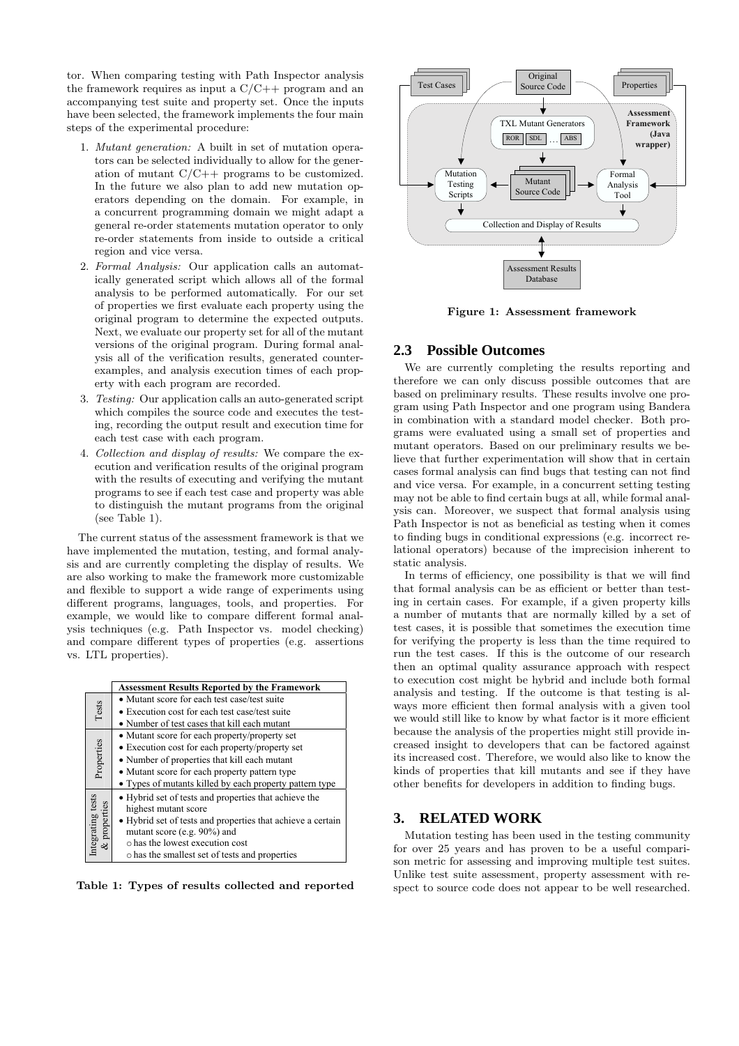tor. When comparing testing with Path Inspector analysis the framework requires as input a C/C++ program and an accompanying test suite and property set. Once the inputs have been selected, the framework implements the four main steps of the experimental procedure:

1. *Mutant generation:* A built in set of mutation operators can be selected individually to allow for the generation of mutant C/C++ programs to be customized. In the future we also plan to add new mutation operators depending on the domain. For example, in a concurrent programming domain we might adapt a general re-order statements mutation operator to only re-order statements from inside to outside a critical region and vice versa.
2. *Formal Analysis:* Our application calls an automatically generated script which allows all of the formal analysis to be performed automatically. For our set of properties we first evaluate each property using the original program to determine the expected outputs. Next, we evaluate our property set for all of the mutant versions of the original program. During formal analysis all of the verification results, generated counter-examples, and analysis execution times of each property with each program are recorded.
3. *Testing:* Our application calls an auto-generated script which compiles the source code and executes the testing, recording the output result and execution time for each test case with each program.
4. *Collection and display of results:* We compare the execution and verification results of the original program with the results of executing and verifying the mutant programs to see if each test case and property was able to distinguish the mutant programs from the original (see Table 1).

The current status of the assessment framework is that we have implemented the mutation, testing, and formal analysis and are currently completing the display of results. We are also working to make the framework more customizable and flexible to support a wide range of experiments using different programs, languages, tools, and properties. For example, we would like to compare different formal analysis techniques (e.g. Path Inspector vs. model checking) and compare different types of properties (e.g. assertions vs. LTL properties).

| | Assessment Results Reported by the Framework |
|---|---|
| Tests | • Mutant score for each test case/test suite<br>• Execution cost for each test case/test suite<br>• Number of test cases that kill each mutant |
| Properties | • Mutant score for each property/property set<br>• Execution cost for each property/property set<br>• Number of properties that kill each mutant<br>• Mutant score for each property pattern type<br>• Types of mutants killed by each property pattern type |
| Integrating tests & properties | • Hybrid set of tests and properties that achieve the highest mutant score<br>• Hybrid set of tests and properties that achieve a certain mutant score (e.g. 90%) and<br>○ has the lowest execution cost<br>○ has the smallest set of tests and properties |

**Table 1: Types of results collected and reported**

**Figure 1: Assessment framework**

## 2.3 Possible Outcomes

We are currently completing the results reporting and therefore we can only discuss possible outcomes that are based on preliminary results. These results involve one program using Path Inspector and one program using Bandera in combination with a standard model checker. Both programs were evaluated using a small set of properties and mutant operators. Based on our preliminary results we believe that further experimentation will show that in certain cases formal analysis can find bugs that testing can not find and vice versa. For example, in a concurrent setting testing may not be able to find certain bugs at all, while formal analysis can. Moreover, we suspect that formal analysis using Path Inspector is not as beneficial as testing when it comes to finding bugs in conditional expressions (e.g. incorrect relational operators) because of the imprecision inherent to static analysis.

In terms of efficiency, one possibility is that we will find that formal analysis can be as efficient or better than testing in certain cases. For example, if a given property kills a number of mutants that are normally killed by a set of test cases, it is possible that sometimes the execution time for verifying the property is less than the time required to run the test cases. If this is the outcome of our research then an optimal quality assurance approach with respect to execution cost might be hybrid and include both formal analysis and testing. If the outcome is that testing is always more efficient then formal analysis with a given tool we would still like to know by what factor is it more efficient because the analysis of the properties might still provide increased insight to developers that can be factored against its increased cost. Therefore, we would also like to know the kinds of properties that kill mutants and see if they have other benefits for developers in addition to finding bugs.

# 3. RELATED WORK

Mutation testing has been used in the testing community for over 25 years and has proven to be a useful comparison metric for assessing and improving multiple test suites. Unlike test suite assessment, property assessment with respect to source code does not appear to be well researched.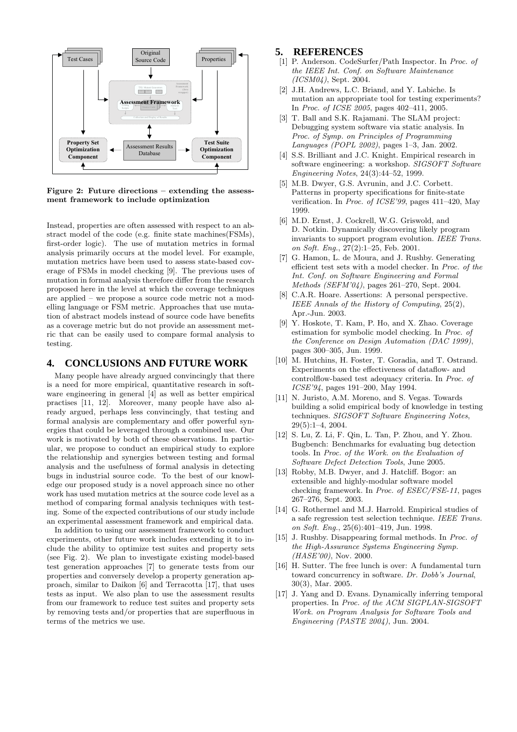Test Cases

Original Source Code

Properties

Assessment Framework

Property Set Optimization Component

Assessment Results Database

Test Suite Optimization Component

**Figure 2: Future directions – extending the assessment framework to include optimization**

Instead, properties are often assessed with respect to an abstract model of the code (e.g. finite state machines(FSMs), first-order logic). The use of mutation metrics in formal analysis primarily occurs at the model level. For example, mutation metrics have been used to assess state-based coverage of FSMs in model checking [9]. The previous uses of mutation in formal analysis therefore differ from the research proposed here in the level at which the coverage techniques are applied – we propose a source code metric not a modelling language or FSM metric. Approaches that use mutation of abstract models instead of source code have benefits as a coverage metric but do not provide an assessment metric that can be easily used to compare formal analysis to testing.

## 4. CONCLUSIONS AND FUTURE WORK

Many people have already argued convincingly that there is a need for more empirical, quantitative research in software engineering in general [4] as well as better empirical practises [11, 12]. Moreover, many people have also already argued, perhaps less convincingly, that testing and formal analysis are complementary and offer powerful synergies that could be leveraged through a combined use. Our work is motivated by both of these observations. In particular, we propose to conduct an empirical study to explore the relationship and synergies between testing and formal analysis and the usefulness of formal analysis in detecting bugs in industrial source code. To the best of our knowledge our proposed study is a novel approach since no other work has used mutation metrics at the source code level as a method of comparing formal analysis techniques with testing. Some of the expected contributions of our study include an experimental assessment framework and empirical data.

In addition to using our assessment framework to conduct experiments, other future work includes extending it to include the ability to optimize test suites and property sets (see Fig. 2). We plan to investigate existing model-based test generation approaches [7] to generate tests from our properties and conversely develop a property generation approach, similar to Daikon [6] and Terracotta [17], that uses tests as input. We also plan to use the assessment results from our framework to reduce test suites and property sets by removing tests and/or properties that are superfluous in terms of the metrics we use.

## 5. REFERENCES

[1] P. Anderson. CodeSurfer/Path Inspector. In *Proc. of the IEEE Int. Conf. on Software Maintenance (ICSM04)*, Sept. 2004.

[2] J.H. Andrews, L.C. Briand, and Y. Labiche. Is mutation an appropriate tool for testing experiments? In *Proc. of ICSE 2005*, pages 402–411, 2005.

[3] T. Ball and S.K. Rajamani. The SLAM project: Debugging system software via static analysis. In *Proc. of Symp. on Principles of Programming Languages (POPL 2002)*, pages 1–3, Jan. 2002.

[4] S.S. Brilliant and J.C. Knight. Empirical research in software engineering: a workshop. *SIGSOFT Software Engineering Notes*, 24(3):44–52, 1999.

[5] M.B. Dwyer, G.S. Avrunin, and J.C. Corbett. Patterns in property specifications for finite-state verification. In *Proc. of ICSE'99*, pages 411–420, May 1999.

[6] M.D. Ernst, J. Cockrell, W.G. Griswold, and D. Notkin. Dynamically discovering likely program invariants to support program evolution. *IEEE Trans. on Soft. Eng.*, 27(2):1–25, Feb. 2001.

[7] G. Hamon, L. de Moura, and J. Rushby. Generating efficient test sets with a model checker. In *Proc. of the Int. Conf. on Software Engineering and Formal Methods (SEFM'04)*, pages 261–270, Sept. 2004.

[8] C.A.R. Hoare. Assertions: A personal perspective. *IEEE Annals of the History of Computing*, 25(2), Apr.-Jun. 2003.

[9] Y. Hoskote, T. Kam, P. Ho, and X. Zhao. Coverage estimation for symbolic model checking. In *Proc. of the Conference on Design Automation (DAC 1999)*, pages 300–305, Jun. 1999.

[10] M. Hutchins, H. Foster, T. Goradia, and T. Ostrand. Experiments on the effectiveness of dataflow- and controlflow-based test adequacy criteria. In *Proc. of ICSE'94*, pages 191–200, May 1994.

[11] N. Juristo, A.M. Moreno, and S. Vegas. Towards building a solid empirical body of knowledge in testing techniques. *SIGSOFT Software Engineering Notes*, 29(5):1–4, 2004.

[12] S. Lu, Z. Li, F. Qin, L. Tan, P. Zhou, and Y. Zhou. Bugbench: Benchmarks for evaluating bug detection tools. In *Proc. of the Work. on the Evaluation of Software Defect Detection Tools*, June 2005.

[13] Robby, M.B. Dwyer, and J. Hatcliff. Bogor: an extensible and highly-modular software model checking framework. In *Proc. of ESEC/FSE-11*, pages 267–276, Sept. 2003.

[14] G. Rothermel and M.J. Harrold. Empirical studies of a safe regression test selection technique. *IEEE Trans. on Soft. Eng.*, 25(6):401–419, Jun. 1998.

[15] J. Rushby. Disappearing formal methods. In *Proc. of the High-Assurance Systems Engineering Symp. (HASE'00)*, Nov. 2000.

[16] H. Sutter. The free lunch is over: A fundamental turn toward concurrency in software. *Dr. Dobb's Journal*, 30(3), Mar. 2005.

[17] J. Yang and D. Evans. Dynamically inferring temporal properties. In *Proc. of the ACM SIGPLAN-SIGSOFT Work. on Program Analysis for Software Tools and Engineering (PASTE 2004)*, Jun. 2004.